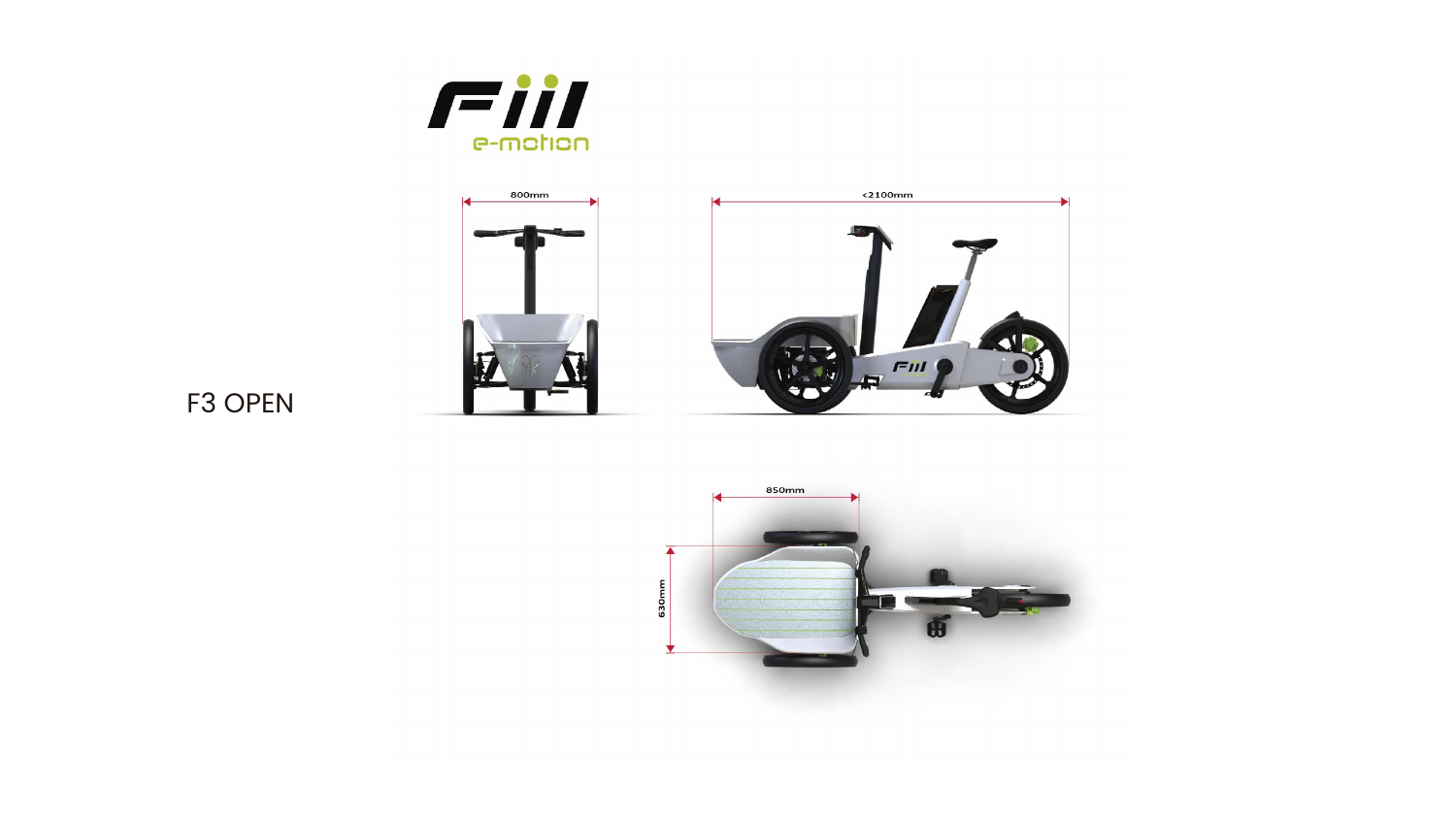Fiil e-motion

F3 OPEN

800mm

<2100mm

850mm

630mm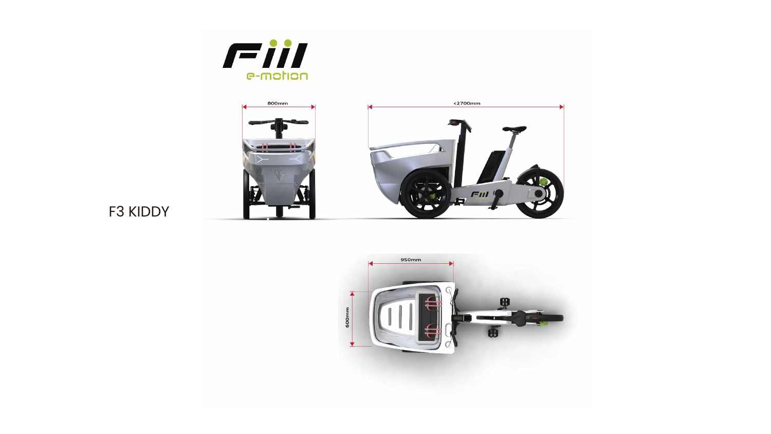F3 KIDDY

800mm

<2700mm

950mm

600mm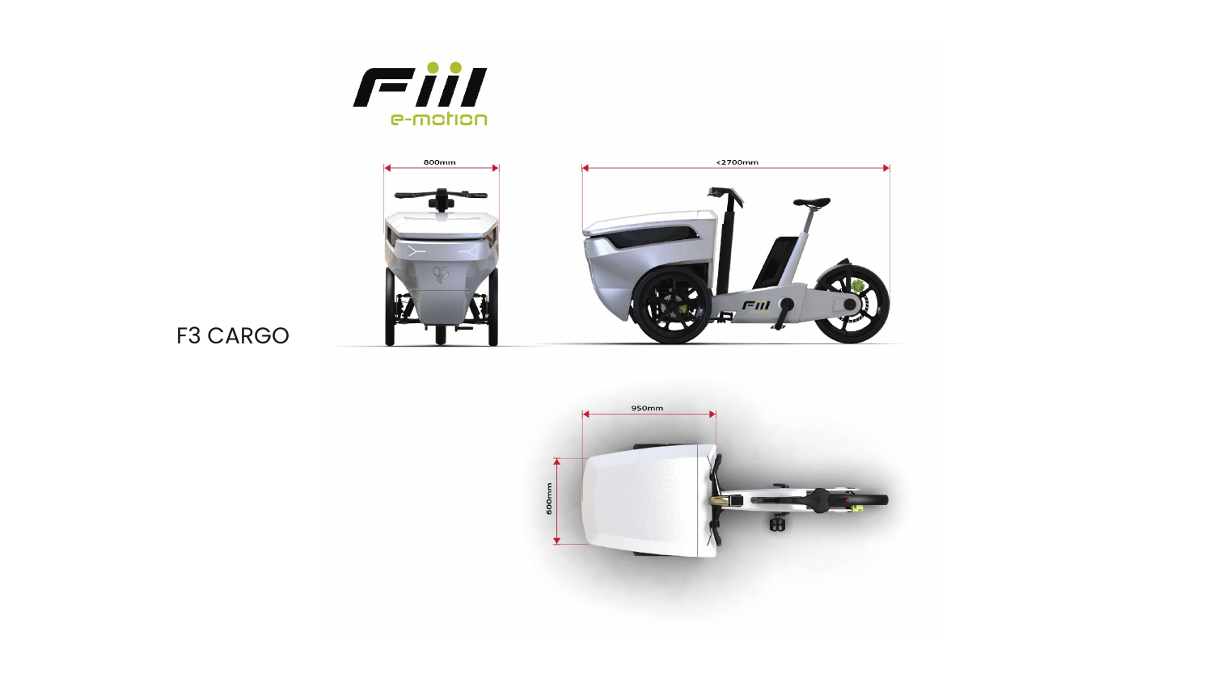# F3 CARGO

800mm

<2700mm

950mm

600mm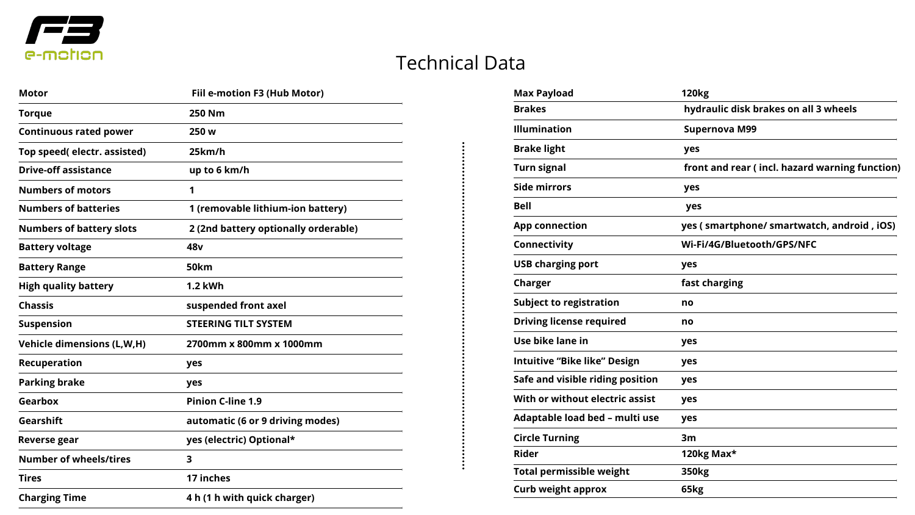F3
e-motion

# Technical Data

| | |
|---|---|
| Motor | Fiil e-motion F3 (Hub Motor) |
| Torque | 250 Nm |
| Continuous rated power | 250 w |
| Top speed( electr. assisted) | 25km/h |
| Drive-off assistance | up to 6 km/h |
| Numbers of motors | 1 |
| Numbers of batteries | 1 (removable lithium-ion battery) |
| Numbers of battery slots | 2 (2nd battery optionally orderable) |
| Battery voltage | 48v |
| Battery Range | 50km |
| High quality battery | 1.2 kWh |
| Chassis | suspended front axel |
| Suspension | STEERING TILT SYSTEM |
| Vehicle dimensions (L,W,H) | 2700mm x 800mm x 1000mm |
| Recuperation | yes |
| Parking brake | yes |
| Gearbox | Pinion C-line 1.9 |
| Gearshift | automatic (6 or 9 driving modes) |
| Reverse gear | yes (electric) Optional* |
| Number of wheels/tires | 3 |
| Tires | 17 inches |
| Charging Time | 4 h (1 h with quick charger) |

| | |
|---|---|
| Max Payload | 120kg |
| Brakes | hydraulic disk brakes on all 3 wheels |
| Illumination | Supernova M99 |
| Brake light | yes |
| Turn signal | front and rear ( incl. hazard warning function) |
| Side mirrors | yes |
| Bell | yes |
| App connection | yes ( smartphone/ smartwatch, android , iOS) |
| Connectivity | Wi-Fi/4G/Bluetooth/GPS/NFC |
| USB charging port | yes |
| Charger | fast charging |
| Subject to registration | no |
| Driving license required | no |
| Use bike lane in | yes |
| Intuitive "Bike like" Design | yes |
| Safe and visible riding position | yes |
| With or without electric assist | yes |
| Adaptable load bed – multi use | yes |
| Circle Turning | 3m |
| Rider | 120kg Max* |
| Total permissible weight | 350kg |
| Curb weight approx | 65kg |